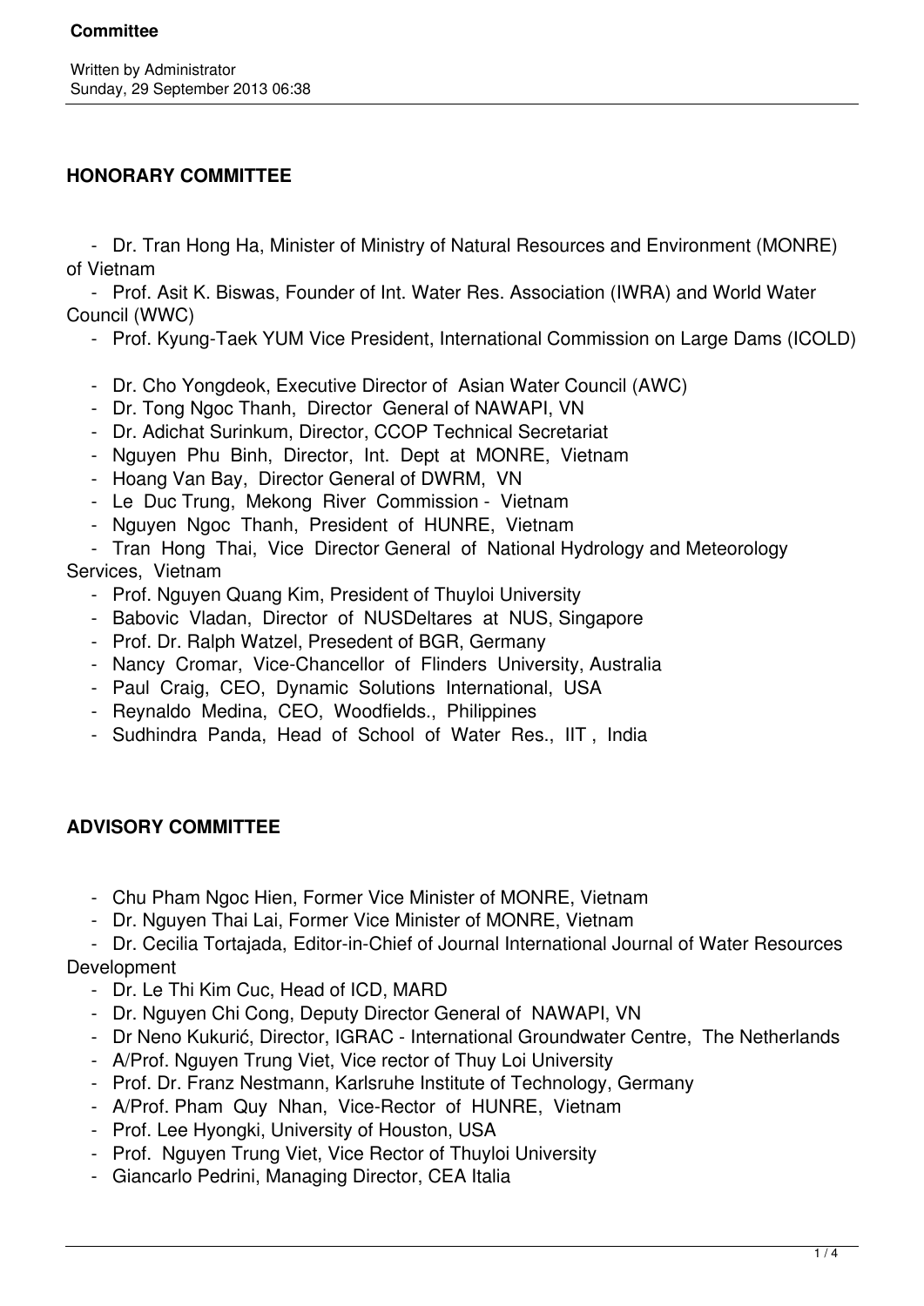## HONORARY COMMITTEE

- Dr. Tran Hong Ha, Minister of Ministry of Natural Resources and Environment (MONRE) of Vietnam
- Prof. Asit K. Biswas, Founder of Int. Water Res. Association (IWRA) and World Water Council (WWC)
- Prof. Kyung-Taek YUM Vice President, International Commission on Large Dams (ICOLD)
- Dr. Cho Yongdeok, Executive Director of Asian Water Council (AWC)
- Dr. Tong Ngoc Thanh, Director General of NAWAPI, VN
- Dr. Adichat Surinkum, Director, CCOP Technical Secretariat
- Nguyen Phu Binh, Director, Int. Dept at MONRE, Vietnam
- Hoang Van Bay, Director General of DWRM, VN
- Le Duc Trung, Mekong River Commission - Vietnam
- Nguyen Ngoc Thanh, President of HUNRE, Vietnam
- Tran Hong Thai, Vice Director General of National Hydrology and Meteorology Services, Vietnam
- Prof. Nguyen Quang Kim, President of Thuyloi University
- Babovic Vladan, Director of NUSDeltares at NUS, Singapore
- Prof. Dr. Ralph Watzel, Presedent of BGR, Germany
- Nancy Cromar, Vice-Chancellor of Flinders University, Australia
- Paul Craig, CEO, Dynamic Solutions International, USA
- Reynaldo Medina, CEO, Woodfields., Philippines
- Sudhindra Panda, Head of School of Water Res., IIT , India

## ADVISORY COMMITTEE

- Chu Pham Ngoc Hien, Former Vice Minister of MONRE, Vietnam
- Dr. Nguyen Thai Lai, Former Vice Minister of MONRE, Vietnam
- Dr. Cecilia Tortajada, Editor-in-Chief of Journal International Journal of Water Resources Development
- Dr. Le Thi Kim Cuc, Head of ICD, MARD
- Dr. Nguyen Chi Cong, Deputy Director General of NAWAPI, VN
- Dr Neno Kukurić, Director, IGRAC - International Groundwater Centre, The Netherlands
- A/Prof. Nguyen Trung Viet, Vice rector of Thuy Loi University
- Prof. Dr. Franz Nestmann, Karlsruhe Institute of Technology, Germany
- A/Prof. Pham Quy Nhan, Vice-Rector of HUNRE, Vietnam
- Prof. Lee Hyongki, University of Houston, USA
- Prof. Nguyen Trung Viet, Vice Rector of Thuyloi University
- Giancarlo Pedrini, Managing Director, CEA Italia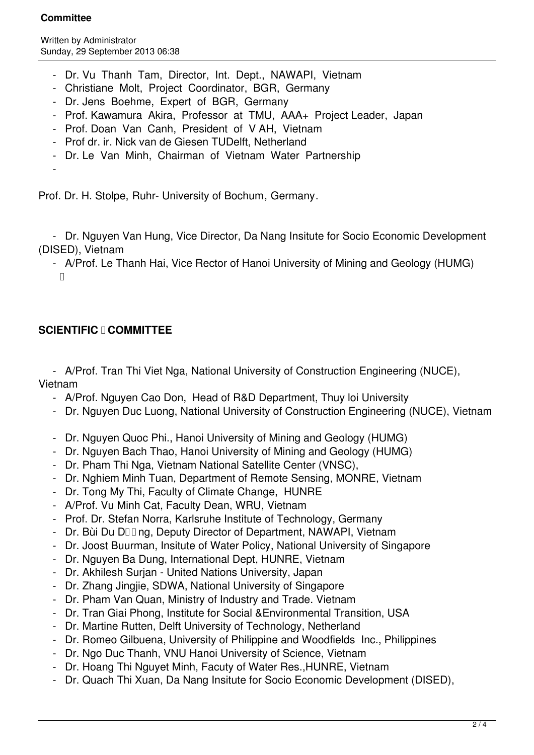- Dr. Vu Thanh Tam, Director, Int. Dept., NAWAPI, Vietnam
- Christiane Molt, Project Coordinator, BGR, Germany
- Dr. Jens Boehme, Expert of BGR, Germany
- Prof. Kawamura Akira, Professor at TMU, AAA+ Project Leader, Japan
- Prof. Doan Van Canh, President of V AH, Vietnam
- Prof dr. ir. Nick van de Giesen TUDelft, Netherland
- Dr. Le Van Minh, Chairman of Vietnam Water Partnership
-

Prof. Dr. H. Stolpe, Ruhr- University of Bochum, Germany.

- Dr. Nguyen Van Hung, Vice Director, Da Nang Insitute for Socio Economic Development (DISED), Vietnam
- A/Prof. Le Thanh Hai, Vice Rector of Hanoi University of Mining and Geology (HUMG)

## SCIENTIFIC COMMITTEE

- A/Prof. Tran Thi Viet Nga, National University of Construction Engineering (NUCE), Vietnam
- A/Prof. Nguyen Cao Don, Head of R&D Department, Thuy loi University
- Dr. Nguyen Duc Luong, National University of Construction Engineering (NUCE), Vietnam
- Dr. Nguyen Quoc Phi., Hanoi University of Mining and Geology (HUMG)
- Dr. Nguyen Bach Thao, Hanoi University of Mining and Geology (HUMG)
- Dr. Pham Thi Nga, Vietnam National Satellite Center (VNSC),
- Dr. Nghiem Minh Tuan, Department of Remote Sensing, MONRE, Vietnam
- Dr. Tong My Thi, Faculty of Climate Change, HUNRE
- A/Prof. Vu Minh Cat, Faculty Dean, WRU, Vietnam
- Prof. Dr. Stefan Norra, Karlsruhe Institute of Technology, Germany
- Dr. Bùi Du D��ng, Deputy Director of Department, NAWAPI, Vietnam
- Dr. Joost Buurman, Insitute of Water Policy, National University of Singapore
- Dr. Nguyen Ba Dung, International Dept, HUNRE, Vietnam
- Dr. Akhilesh Surjan - United Nations University, Japan
- Dr. Zhang Jingjie, SDWA, National University of Singapore
- Dr. Pham Van Quan, Ministry of Industry and Trade. Vietnam
- Dr. Tran Giai Phong, Institute for Social &Environmental Transition, USA
- Dr. Martine Rutten, Delft University of Technology, Netherland
- Dr. Romeo Gilbuena, University of Philippine and Woodfields Inc., Philippines
- Dr. Ngo Duc Thanh, VNU Hanoi University of Science, Vietnam
- Dr. Hoang Thi Nguyet Minh, Facuty of Water Res.,HUNRE, Vietnam
- Dr. Quach Thi Xuan, Da Nang Insitute for Socio Economic Development (DISED),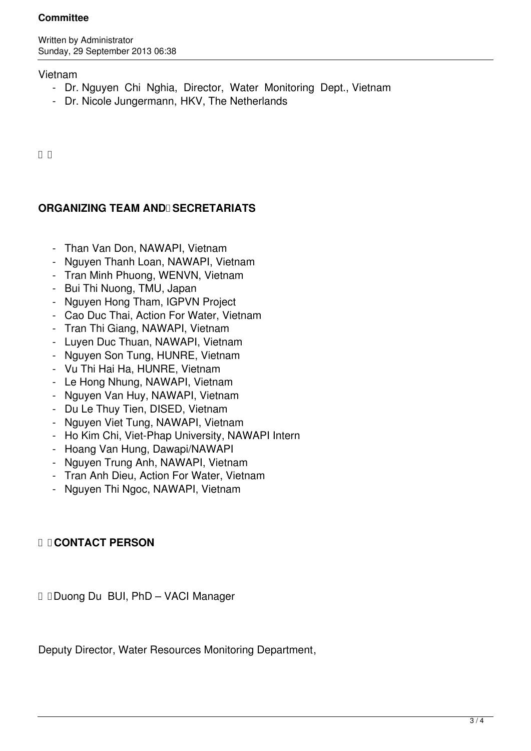Vietnam

- Dr. Nguyen Chi Nghia, Director, Water Monitoring Dept., Vietnam
- Dr. Nicole Jungermann, HKV, The Netherlands

## ORGANIZING TEAM AND SECRETARIATS

- Than Van Don, NAWAPI, Vietnam
- Nguyen Thanh Loan, NAWAPI, Vietnam
- Tran Minh Phuong, WENVN, Vietnam
- Bui Thi Nuong, TMU, Japan
- Nguyen Hong Tham, IGPVN Project
- Cao Duc Thai, Action For Water, Vietnam
- Tran Thi Giang, NAWAPI, Vietnam
- Luyen Duc Thuan, NAWAPI, Vietnam
- Nguyen Son Tung, HUNRE, Vietnam
- Vu Thi Hai Ha, HUNRE, Vietnam
- Le Hong Nhung, NAWAPI, Vietnam
- Nguyen Van Huy, NAWAPI, Vietnam
- Du Le Thuy Tien, DISED, Vietnam
- Nguyen Viet Tung, NAWAPI, Vietnam
- Ho Kim Chi, Viet-Phap University, NAWAPI Intern
- Hoang Van Hung, Dawapi/NAWAPI
- Nguyen Trung Anh, NAWAPI, Vietnam
- Tran Anh Dieu, Action For Water, Vietnam
- Nguyen Thi Ngoc, NAWAPI, Vietnam

## CONTACT PERSON

Duong Du BUI, PhD – VACI Manager

Deputy Director, Water Resources Monitoring Department,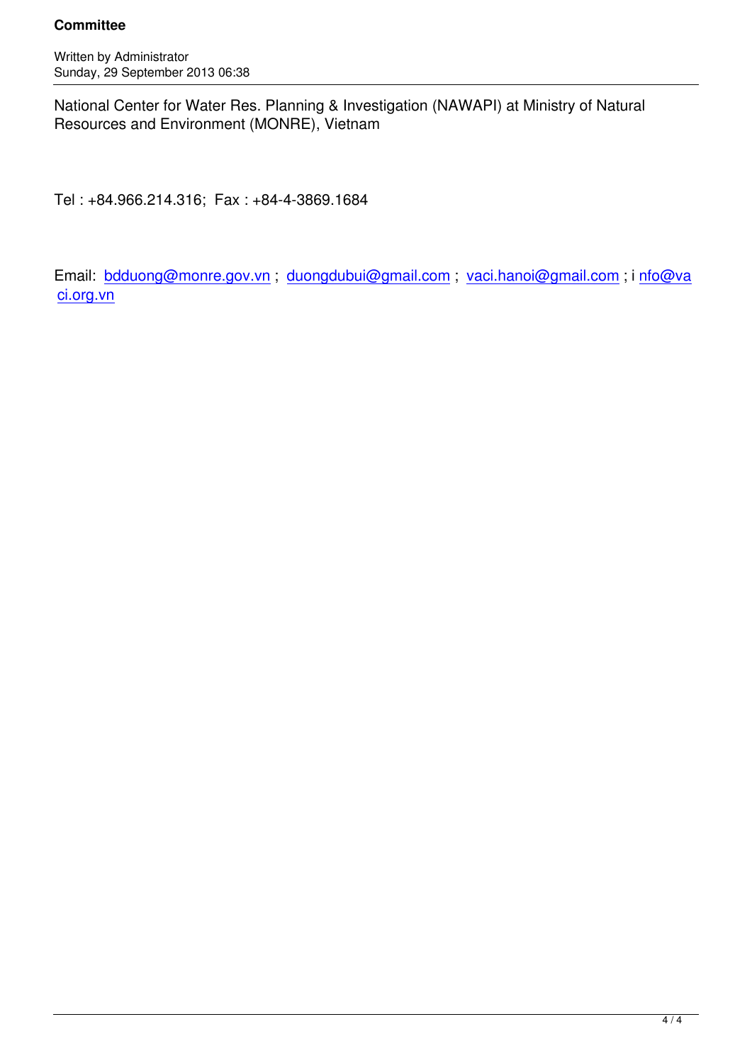National Center for Water Res. Planning & Investigation (NAWAPI) at Ministry of Natural Resources and Environment (MONRE), Vietnam

Tel : +84.966.214.316; Fax : +84-4-3869.1684

Email: bdduong@monre.gov.vn ; duongdubui@gmail.com ; vaci.hanoi@gmail.com ; info@vaci.org.vn